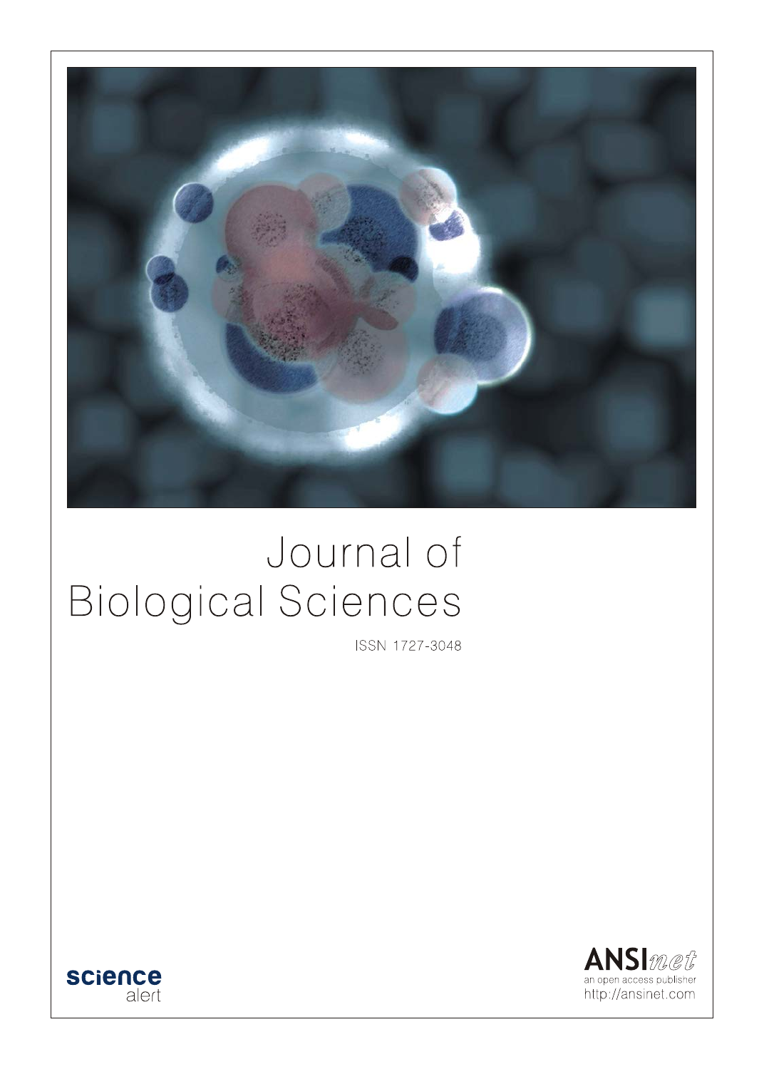# Journal of Biological Sciences

ISSN 1727-3048

science alert

ANSInet
an open access publisher
http://ansinet.com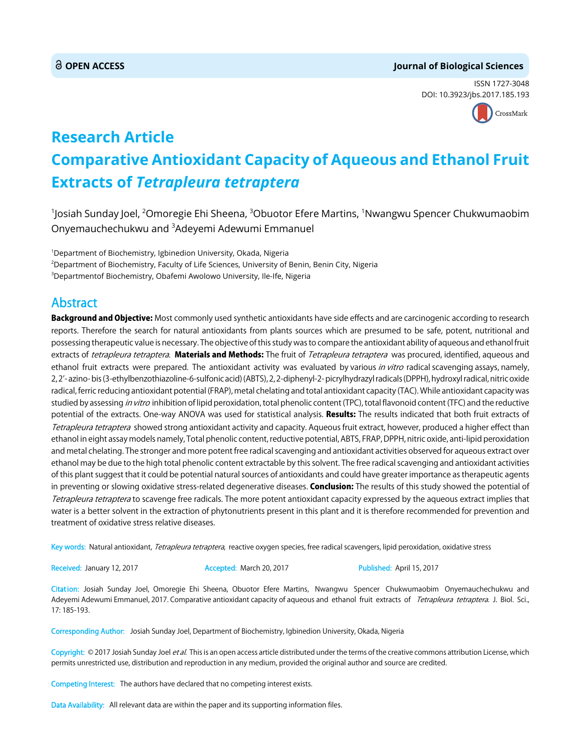OPEN ACCESS **Journal of Biological Sciences**

ISSN 1727-3048
DOI: 10.3923/jbs.2017.185.193

# Research Article
# Comparative Antioxidant Capacity of Aqueous and Ethanol Fruit Extracts of *Tetrapleura tetraptera*

[1]Josiah Sunday Joel, [2]Omoregie Ehi Sheena, [3]Obuotor Efere Martins, [1]Nwangwu Spencer Chukwumaobim Onyemauchechukwu and [3]Adeyemi Adewumi Emmanuel

[1]Department of Biochemistry, Igbinedion University, Okada, Nigeria
[2]Department of Biochemistry, Faculty of Life Sciences, University of Benin, Benin City, Nigeria
[3]Departmentof Biochemistry, Obafemi Awolowo University, Ile-Ife, Nigeria

## Abstract

**Background and Objective:** Most commonly used synthetic antioxidants have side effects and are carcinogenic according to research reports. Therefore the search for natural antioxidants from plants sources which are presumed to be safe, potent, nutritional and possessing therapeutic value is necessary. The objective of this study was to compare the antioxidant ability of aqueous and ethanol fruit extracts of *tetrapleura tetraptera*. **Materials and Methods:** The fruit of *Tetrapleura tetraptera* was procured, identified, aqueous and ethanol fruit extracts were prepared. The antioxidant activity was evaluated by various *in vitro* radical scavenging assays, namely, 2, 2'- azino- bis (3-ethylbenzothiazoline-6-sulfonic acid) (ABTS), 2, 2-diphenyl-2- picrylhydrazyl radicals (DPPH), hydroxyl radical, nitric oxide radical, ferric reducing antioxidant potential (FRAP), metal chelating and total antioxidant capacity (TAC). While antioxidant capacity was studied by assessing *in vitro* inhibition of lipid peroxidation, total phenolic content (TPC), total flavonoid content (TFC) and the reductive potential of the extracts. One-way ANOVA was used for statistical analysis. **Results:** The results indicated that both fruit extracts of *Tetrapleura tetraptera* showed strong antioxidant activity and capacity. Aqueous fruit extract, however, produced a higher effect than ethanol in eight assay models namely, Total phenolic content, reductive potential, ABTS, FRAP, DPPH, nitric oxide, anti-lipid peroxidation and metal chelating. The stronger and more potent free radical scavenging and antioxidant activities observed for aqueous extract over ethanol may be due to the high total phenolic content extractable by this solvent. The free radical scavenging and antioxidant activities of this plant suggest that it could be potential natural sources of antioxidants and could have greater importance as therapeutic agents in preventing or slowing oxidative stress-related degenerative diseases. **Conclusion:** The results of this study showed the potential of *Tetrapleura tetraptera* to scavenge free radicals. The more potent antioxidant capacity expressed by the aqueous extract implies that water is a better solvent in the extraction of phytonutrients present in this plant and it is therefore recommended for prevention and treatment of oxidative stress relative diseases.

**Key words:** Natural antioxidant, *Tetrapleura tetraptera*, reactive oxygen species, free radical scavengers, lipid peroxidation, oxidative stress

**Received:** January 12, 2017 **Accepted:** March 20, 2017 **Published:** April 15, 2017

**Citation:** Josiah Sunday Joel, Omoregie Ehi Sheena, Obuotor Efere Martins, Nwangwu Spencer Chukwumaobim Onyemauchechukwu and Adeyemi Adewumi Emmanuel, 2017. Comparative antioxidant capacity of aqueous and ethanol fruit extracts of *Tetrapleura tetraptera*. J. Biol. Sci., 17: 185-193.

**Corresponding Author:** Josiah Sunday Joel, Department of Biochemistry, Igbinedion University, Okada, Nigeria

**Copyright:** © 2017 Josiah Sunday Joel *et al.* This is an open access article distributed under the terms of the creative commons attribution License, which permits unrestricted use, distribution and reproduction in any medium, provided the original author and source are credited.

**Competing Interest:** The authors have declared that no competing interest exists.

**Data Availability:** All relevant data are within the paper and its supporting information files.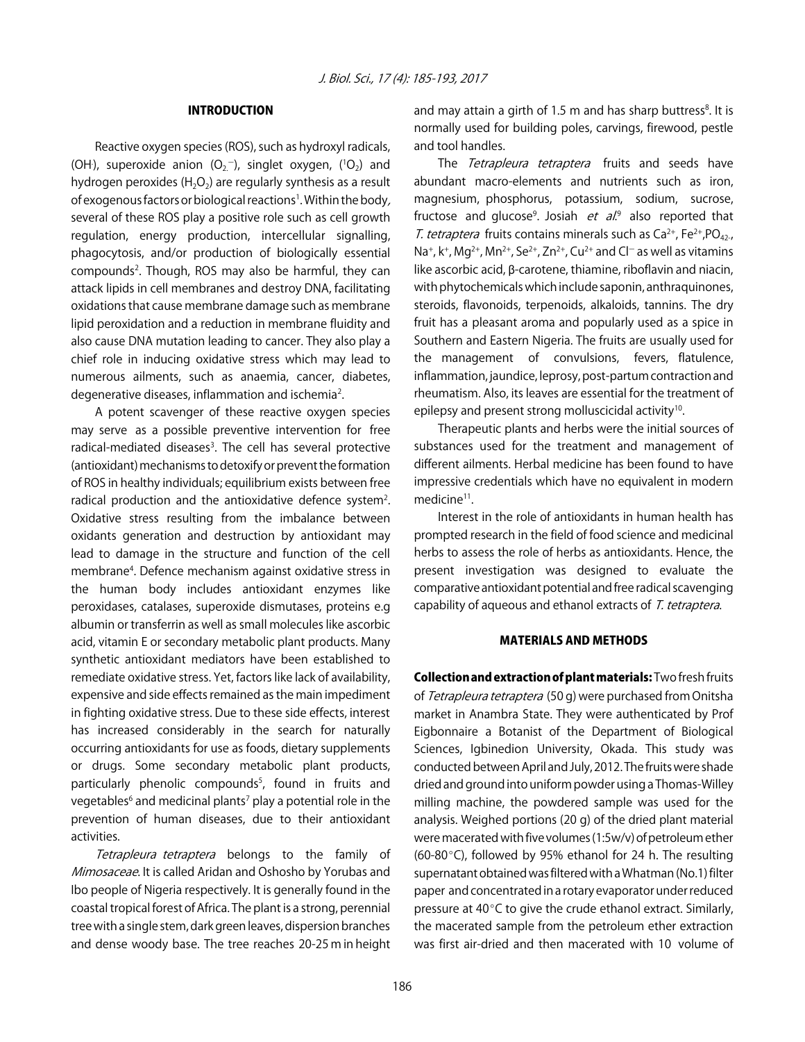## INTRODUCTION

Reactive oxygen species (ROS), such as hydroxyl radicals, ($OH^{\cdot}$), superoxide anion ($O_{2}^{\cdot-}$), singlet oxygen, ($^{1}O_2$) and hydrogen peroxides ($H_2O_2$) are regularly synthesis as a result of exogenous factors or biological reactions[1]. Within the body, several of these ROS play a positive role such as cell growth regulation, energy production, intercellular signalling, phagocytosis, and/or production of biologically essential compounds[2]. Though, ROS may also be harmful, they can attack lipids in cell membranes and destroy DNA, facilitating oxidations that cause membrane damage such as membrane lipid peroxidation and a reduction in membrane fluidity and also cause DNA mutation leading to cancer. They also play a chief role in inducing oxidative stress which may lead to numerous ailments, such as anaemia, cancer, diabetes, degenerative diseases, inflammation and ischemia[2].

A potent scavenger of these reactive oxygen species may serve as a possible preventive intervention for free radical-mediated diseases[3]. The cell has several protective (antioxidant) mechanisms to detoxify or prevent the formation of ROS in healthy individuals; equilibrium exists between free radical production and the antioxidative defence system[2]. Oxidative stress resulting from the imbalance between oxidants generation and destruction by antioxidant may lead to damage in the structure and function of the cell membrane[4]. Defence mechanism against oxidative stress in the human body includes antioxidant enzymes like peroxidases, catalases, superoxide dismutases, proteins e.g albumin or transferrin as well as small molecules like ascorbic acid, vitamin E or secondary metabolic plant products. Many synthetic antioxidant mediators have been established to remediate oxidative stress. Yet, factors like lack of availability, expensive and side effects remained as the main impediment in fighting oxidative stress. Due to these side effects, interest has increased considerably in the search for naturally occurring antioxidants for use as foods, dietary supplements or drugs. Some secondary metabolic plant products, particularly phenolic compounds[5], found in fruits and vegetables[6] and medicinal plants[7] play a potential role in the prevention of human diseases, due to their antioxidant activities.

*Tetrapleura tetraptera* belongs to the family of *Mimosaceae*. It is called Aridan and Oshosho by Yorubas and Ibo people of Nigeria respectively. It is generally found in the coastal tropical forest of Africa. The plant is a strong, perennial tree with a single stem, dark green leaves, dispersion branches and dense woody base. The tree reaches 20-25 m in height and may attain a girth of 1.5 m and has sharp buttress[8]. It is normally used for building poles, carvings, firewood, pestle and tool handles.

The *Tetrapleura tetraptera* fruits and seeds have abundant macro-elements and nutrients such as iron, magnesium, phosphorus, potassium, sodium, sucrose, fructose and glucose[9]. Josiah *et al.*[9] also reported that *T. tetraptera* fruits contains minerals such as $Ca^{2+}$, $Fe^{2+}$, $PO_{4}^{2-}$, $Na^{+}$, $k^{+}$, $Mg^{2+}$, $Mn^{2+}$, $Se^{2+}$, $Zn^{2+}$, $Cu^{2+}$ and $Cl^{-}$ as well as vitamins like ascorbic acid, β-carotene, thiamine, riboflavin and niacin, with phytochemicals which include saponin, anthraquinones, steroids, flavonoids, terpenoids, alkaloids, tannins. The dry fruit has a pleasant aroma and popularly used as a spice in Southern and Eastern Nigeria. The fruits are usually used for the management of convulsions, fevers, flatulence, inflammation, jaundice, leprosy, post-partum contraction and rheumatism. Also, its leaves are essential for the treatment of epilepsy and present strong molluscicidal activity[10].

Therapeutic plants and herbs were the initial sources of substances used for the treatment and management of different ailments. Herbal medicine has been found to have impressive credentials which have no equivalent in modern medicine[11].

Interest in the role of antioxidants in human health has prompted research in the field of food science and medicinal herbs to assess the role of herbs as antioxidants. Hence, the present investigation was designed to evaluate the comparative antioxidant potential and free radical scavenging capability of aqueous and ethanol extracts of *T. tetraptera*.

## MATERIALS AND METHODS

**Collection and extraction of plant materials:** Two fresh fruits of *Tetrapleura tetraptera* (50 g) were purchased from Onitsha market in Anambra State. They were authenticated by Prof Eigbonnaire a Botanist of the Department of Biological Sciences, Igbinedion University, Okada. This study was conducted between April and July, 2012. The fruits were shade dried and ground into uniform powder using a Thomas-Willey milling machine, the powdered sample was used for the analysis. Weighed portions (20 g) of the dried plant material were macerated with five volumes (1:5w/v) of petroleum ether (60-80°C), followed by 95% ethanol for 24 h. The resulting supernatant obtained was filtered with a Whatman (No.1) filter paper and concentrated in a rotary evaporator under reduced pressure at 40°C to give the crude ethanol extract. Similarly, the macerated sample from the petroleum ether extraction was first air-dried and then macerated with 10 volume of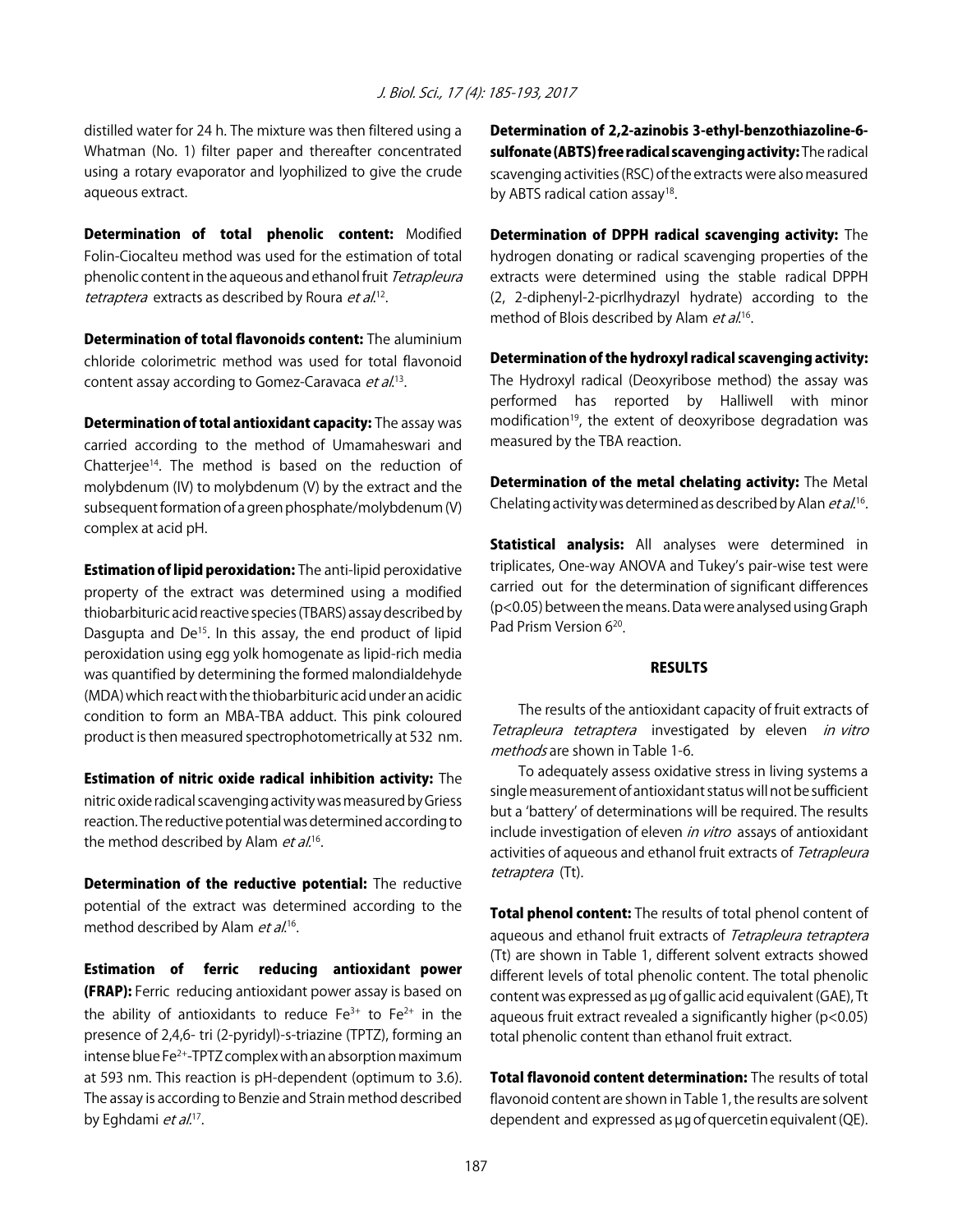distilled water for 24 h. The mixture was then filtered using a Whatman (No. 1) filter paper and thereafter concentrated using a rotary evaporator and lyophilized to give the crude aqueous extract.

**Determination of total phenolic content:** Modified Folin-Ciocalteu method was used for the estimation of total phenolic content in the aqueous and ethanol fruit *Tetrapleura tetraptera* extracts as described by Roura *et al*.[12].

**Determination of total flavonoids content:** The aluminium chloride colorimetric method was used for total flavonoid content assay according to Gomez-Caravaca *et al*.[13].

**Determination of total antioxidant capacity:** The assay was carried according to the method of Umamaheswari and Chatterjee[14]. The method is based on the reduction of molybdenum (IV) to molybdenum (V) by the extract and the subsequent formation of a green phosphate/molybdenum (V) complex at acid pH.

**Estimation of lipid peroxidation:** The anti-lipid peroxidative property of the extract was determined using a modified thiobarbituric acid reactive species (TBARS) assay described by Dasgupta and De[15]. In this assay, the end product of lipid peroxidation using egg yolk homogenate as lipid-rich media was quantified by determining the formed malondialdehyde (MDA) which react with the thiobarbituric acid under an acidic condition to form an MBA-TBA adduct. This pink coloured product is then measured spectrophotometrically at 532 nm.

**Estimation of nitric oxide radical inhibition activity:** The nitric oxide radical scavenging activity was measured by Griess reaction. The reductive potential was determined according to the method described by Alam *et al*.[16].

**Determination of the reductive potential:** The reductive potential of the extract was determined according to the method described by Alam *et al*.[16].

**Estimation of ferric reducing antioxidant power (FRAP):** Ferric reducing antioxidant power assay is based on the ability of antioxidants to reduce $Fe^{3+}$ to $Fe^{2+}$ in the presence of 2,4,6- tri (2-pyridyl)-s-triazine (TPTZ), forming an intense blue $Fe^{2+}$-TPTZ complex with an absorption maximum at 593 nm. This reaction is pH-dependent (optimum to 3.6). The assay is according to Benzie and Strain method described by Eghdami *et al*.[17].

**Determination of 2,2-azinobis 3-ethyl-benzothiazoline-6-sulfonate (ABTS) free radical scavenging activity:** The radical scavenging activities (RSC) of the extracts were also measured by ABTS radical cation assay[18].

**Determination of DPPH radical scavenging activity:** The hydrogen donating or radical scavenging properties of the extracts were determined using the stable radical DPPH (2, 2-diphenyl-2-picrlhydrazyl hydrate) according to the method of Blois described by Alam *et al*.[16].

**Determination of the hydroxyl radical scavenging activity:** The Hydroxyl radical (Deoxyribose method) the assay was performed has reported by Halliwell with minor modification[19], the extent of deoxyribose degradation was measured by the TBA reaction.

**Determination of the metal chelating activity:** The Metal Chelating activity was determined as described by Alan *et al*.[16].

**Statistical analysis:** All analyses were determined in triplicates, One-way ANOVA and Tukey's pair-wise test were carried out for the determination of significant differences ($p<0.05$) between the means. Data were analysed using Graph Pad Prism Version 6[20].

## RESULTS

The results of the antioxidant capacity of fruit extracts of *Tetrapleura tetraptera* investigated by eleven *in vitro methods* are shown in Table 1-6.

To adequately assess oxidative stress in living systems a single measurement of antioxidant status will not be sufficient but a 'battery' of determinations will be required. The results include investigation of eleven *in vitro* assays of antioxidant activities of aqueous and ethanol fruit extracts of *Tetrapleura tetraptera* (Tt).

**Total phenol content:** The results of total phenol content of aqueous and ethanol fruit extracts of *Tetrapleura tetraptera* (Tt) are shown in Table 1, different solvent extracts showed different levels of total phenolic content. The total phenolic content was expressed as µg of gallic acid equivalent (GAE), Tt aqueous fruit extract revealed a significantly higher ($p<0.05$) total phenolic content than ethanol fruit extract.

**Total flavonoid content determination:** The results of total flavonoid content are shown in Table 1, the results are solvent dependent and expressed as µg of quercetin equivalent (QE).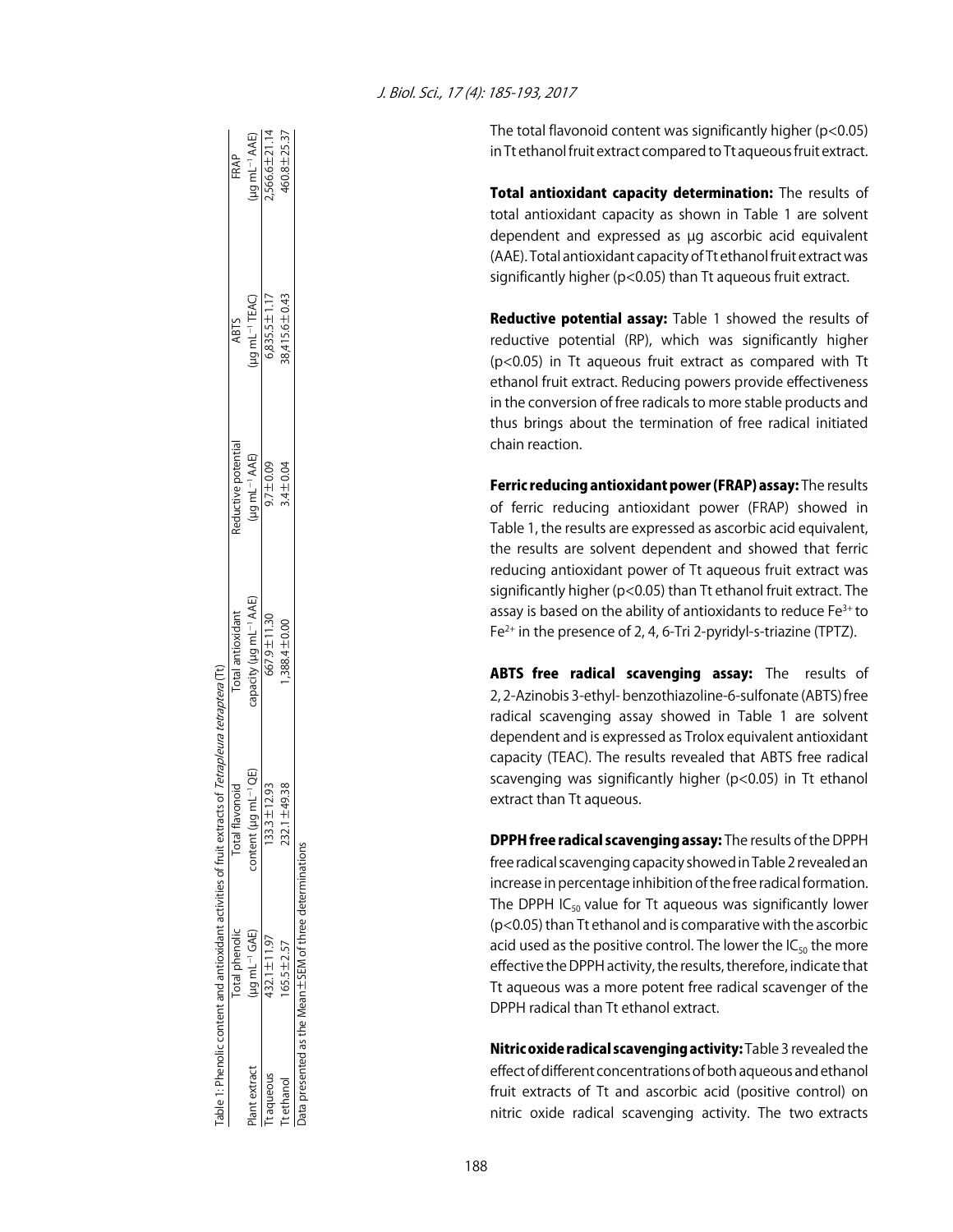Table 1: Phenolic content and antioxidant activities of fruit extracts of *Tetrapleura tetraptera* (Tt)

| Plant extract | Total phenolic ($\mu g\ mL^{-1}$ GAE) | Total flavonoid content ($\mu g\ mL^{-1}$ QE) | Total antioxidant capacity ($\mu g\ mL^{-1}$ AAE) | Reductive potential ($\mu g\ mL^{-1}$ AAE) | ABTS ($\mu g\ mL^{-1}$ TEAC) | FRAP ($\mu g\ mL^{-1}$ AAE) |
|---|---|---|---|---|---|---|
| Tt aqueous | 432.1±11.97 | 133.3±12.93 | 667.9±11.30 | 9.7±0.09 | 6,835.5±1.17 | 2,566.6±21.14 |
| Tt ethanol | 165.5±2.57 | 232.1±49.38 | 1,388.4±0.00 | 3.4±0.04 | 38,415.6±0.43 | 460.8±25.37 |

Data presented as the Mean±SEM of three determinations

The total flavonoid content was significantly higher ($p<0.05$) in Tt ethanol fruit extract compared to Tt aqueous fruit extract.

**Total antioxidant capacity determination:** The results of total antioxidant capacity as shown in Table 1 are solvent dependent and expressed as µg ascorbic acid equivalent (AAE). Total antioxidant capacity of Tt ethanol fruit extract was significantly higher ($p<0.05$) than Tt aqueous fruit extract.

**Reductive potential assay:** Table 1 showed the results of reductive potential (RP), which was significantly higher ($p<0.05$) in Tt aqueous fruit extract as compared with Tt ethanol fruit extract. Reducing powers provide effectiveness in the conversion of free radicals to more stable products and thus brings about the termination of free radical initiated chain reaction.

**Ferric reducing antioxidant power (FRAP) assay:** The results of ferric reducing antioxidant power (FRAP) showed in Table 1, the results are expressed as ascorbic acid equivalent, the results are solvent dependent and showed that ferric reducing antioxidant power of Tt aqueous fruit extract was significantly higher ($p<0.05$) than Tt ethanol fruit extract. The assay is based on the ability of antioxidants to reduce $Fe^{3+}$ to $Fe^{2+}$ in the presence of 2, 4, 6-Tri 2-pyridyl-s-triazine (TPTZ).

**ABTS free radical scavenging assay:** The results of 2, 2-Azinobis 3-ethyl- benzothiazoline-6-sulfonate (ABTS) free radical scavenging assay showed in Table 1 are solvent dependent and is expressed as Trolox equivalent antioxidant capacity (TEAC). The results revealed that ABTS free radical scavenging was significantly higher ($p<0.05$) in Tt ethanol extract than Tt aqueous.

**DPPH free radical scavenging assay:** The results of the DPPH free radical scavenging capacity showed in Table 2 revealed an increase in percentage inhibition of the free radical formation. The DPPH $IC_{50}$ value for Tt aqueous was significantly lower ($p<0.05$) than Tt ethanol and is comparative with the ascorbic acid used as the positive control. The lower the $IC_{50}$ the more effective the DPPH activity, the results, therefore, indicate that Tt aqueous was a more potent free radical scavenger of the DPPH radical than Tt ethanol extract.

**Nitric oxide radical scavenging activity:** Table 3 revealed the effect of different concentrations of both aqueous and ethanol fruit extracts of Tt and ascorbic acid (positive control) on nitric oxide radical scavenging activity. The two extracts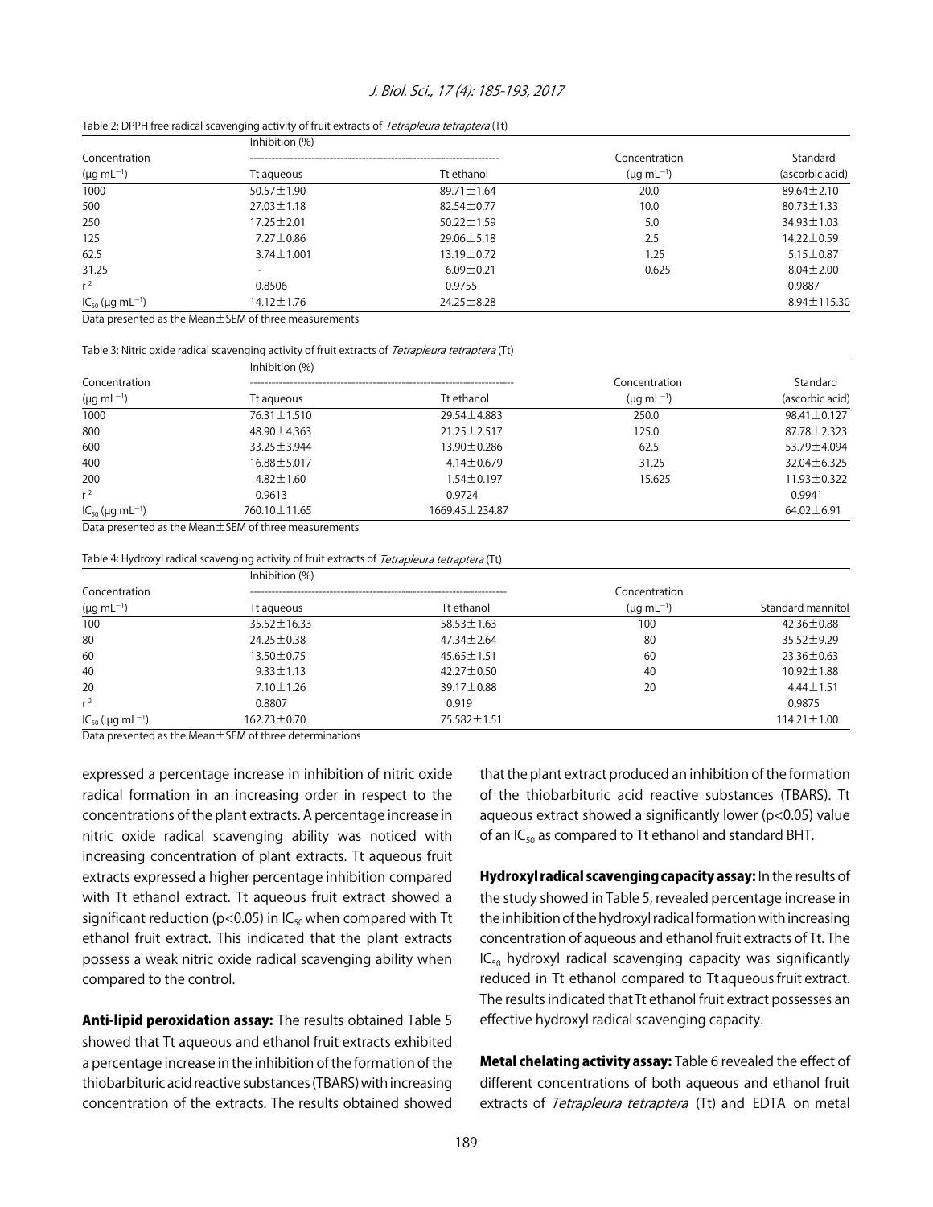Table 2: DPPH free radical scavenging activity of fruit extracts of *Tetrapleura tetraptera* (Tt)

| Concentration ($\mu g\ mL^{-1}$) | Inhibition (%) Tt aqueous | Tt ethanol | Concentration ($\mu g\ mL^{-1}$) | Standard (ascorbic acid) |
|---|---|---|---|---|
| 1000 | 50.57±1.90 | 89.71±1.64 | 20.0 | 89.64±2.10 |
| 500 | 27.03±1.18 | 82.54±0.77 | 10.0 | 80.73±1.33 |
| 250 | 17.25±2.01 | 50.22±1.59 | 5.0 | 34.93±1.03 |
| 125 | 7.27±0.86 | 29.06±5.18 | 2.5 | 14.22±0.59 |
| 62.5 | 3.74±1.001 | 13.19±0.72 | 1.25 | 5.15±0.87 |
| 31.25 | - | 6.09±0.21 | 0.625 | 8.04±2.00 |
| $r^2$ | 0.8506 | 0.9755 | | 0.9887 |
| $IC_{50}$ ($\mu g\ mL^{-1}$) | 14.12±1.76 | 24.25±8.28 | | 8.94±115.30 |

Data presented as the Mean±SEM of three measurements

Table 3: Nitric oxide radical scavenging activity of fruit extracts of *Tetrapleura tetraptera* (Tt)

| Concentration ($\mu g\ mL^{-1}$) | Inhibition (%) Tt aqueous | Tt ethanol | Concentration ($\mu g\ mL^{-1}$) | Standard (ascorbic acid) |
|---|---|---|---|---|
| 1000 | 76.31±1.510 | 29.54±4.883 | 250.0 | 98.41±0.127 |
| 800 | 48.90±4.363 | 21.25±2.517 | 125.0 | 87.78±2.323 |
| 600 | 33.25±3.944 | 13.90±0.286 | 62.5 | 53.79±4.094 |
| 400 | 16.88±5.017 | 4.14±0.679 | 31.25 | 32.04±6.325 |
| 200 | 4.82±1.60 | 1.54±0.197 | 15.625 | 11.93±0.322 |
| $r^2$ | 0.9613 | 0.9724 | | 0.9941 |
| $IC_{50}$ ($\mu g\ mL^{-1}$) | 760.10±11.65 | 1669.45±234.87 | | 64.02±6.91 |

Data presented as the Mean±SEM of three measurements

Table 4: Hydroxyl radical scavenging activity of fruit extracts of *Tetrapleura tetraptera* (Tt)

| Concentration ($\mu g\ mL^{-1}$) | Inhibition (%) Tt aqueous | Tt ethanol | Concentration ($\mu g\ mL^{-1}$) | Standard mannitol |
|---|---|---|---|---|
| 100 | 35.52±16.33 | 58.53±1.63 | 100 | 42.36±0.88 |
| 80 | 24.25±0.38 | 47.34±2.64 | 80 | 35.52±9.29 |
| 60 | 13.50±0.75 | 45.65±1.51 | 60 | 23.36±0.63 |
| 40 | 9.33±1.13 | 42.27±0.50 | 40 | 10.92±1.88 |
| 20 | 7.10±1.26 | 39.17±0.88 | 20 | 4.44±1.51 |
| $r^2$ | 0.8807 | 0.919 | | 0.9875 |
| $IC_{50}$ ($\mu g\ mL^{-1}$) | 162.73±0.70 | 75.582±1.51 | | 114.21±1.00 |

Data presented as the Mean±SEM of three determinations

expressed a percentage increase in inhibition of nitric oxide radical formation in an increasing order in respect to the concentrations of the plant extracts. A percentage increase in nitric oxide radical scavenging ability was noticed with increasing concentration of plant extracts. Tt aqueous fruit extracts expressed a higher percentage inhibition compared with Tt ethanol extract. Tt aqueous fruit extract showed a significant reduction ($p<0.05$) in $IC_{50}$ when compared with Tt ethanol fruit extract. This indicated that the plant extracts possess a weak nitric oxide radical scavenging ability when compared to the control.

**Anti-lipid peroxidation assay:** The results obtained Table 5 showed that Tt aqueous and ethanol fruit extracts exhibited a percentage increase in the inhibition of the formation of the thiobarbituric acid reactive substances (TBARS) with increasing concentration of the extracts. The results obtained showed that the plant extract produced an inhibition of the formation of the thiobarbituric acid reactive substances (TBARS). Tt aqueous extract showed a significantly lower ($p<0.05$) value of an $IC_{50}$ as compared to Tt ethanol and standard BHT.

**Hydroxyl radical scavenging capacity assay:** In the results of the study showed in Table 5, revealed percentage increase in the inhibition of the hydroxyl radical formation with increasing concentration of aqueous and ethanol fruit extracts of Tt. The $IC_{50}$ hydroxyl radical scavenging capacity was significantly reduced in Tt ethanol compared to Tt aqueous fruit extract. The results indicated that Tt ethanol fruit extract possesses an effective hydroxyl radical scavenging capacity.

**Metal chelating activity assay:** Table 6 revealed the effect of different concentrations of both aqueous and ethanol fruit extracts of *Tetrapleura tetraptera* (Tt) and EDTA on metal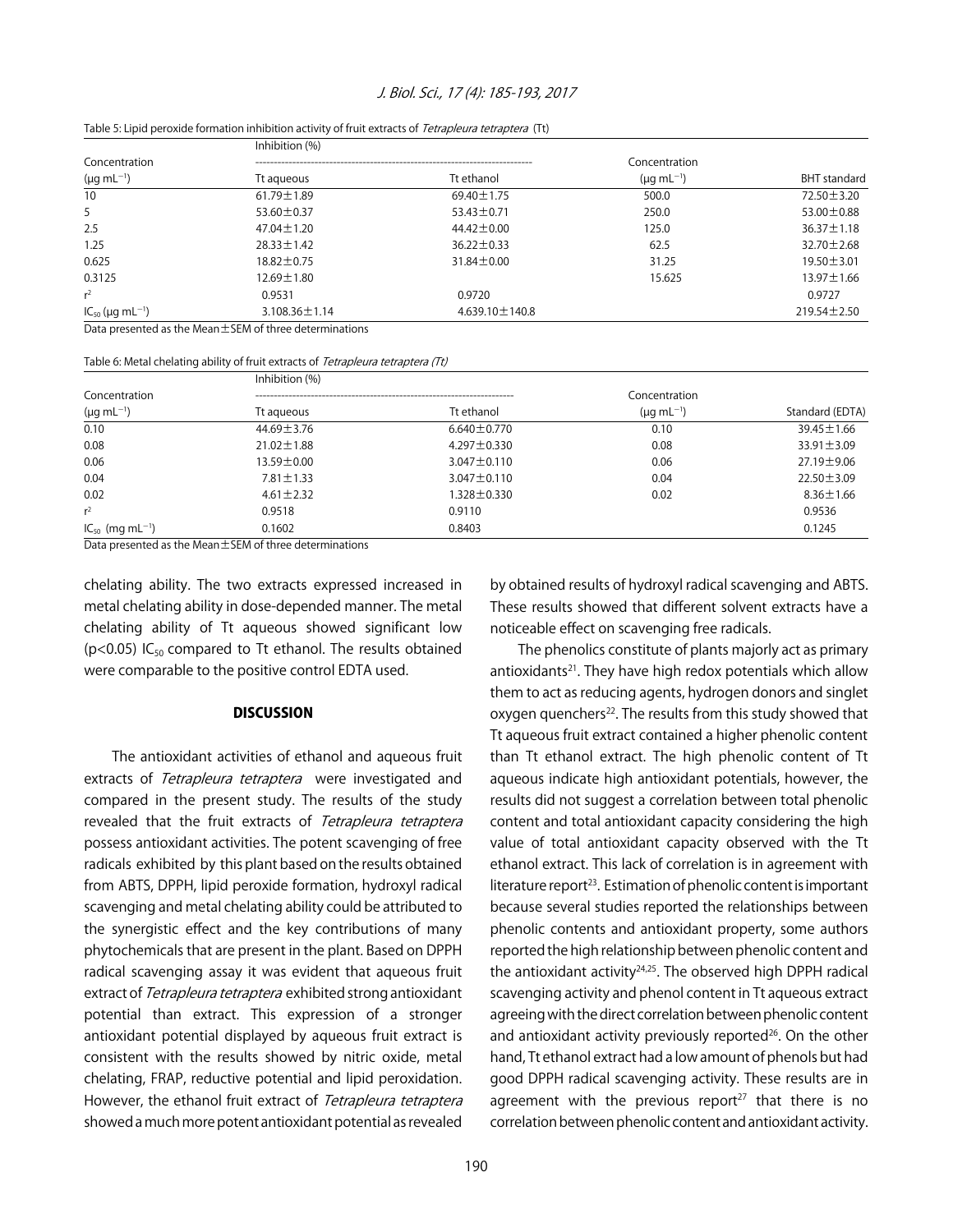Table 5: Lipid peroxide formation inhibition activity of fruit extracts of *Tetrapleura tetraptera* (Tt)

| Concentration ($\mu g\ mL^{-1}$) | Inhibition (%) Tt aqueous | Tt ethanol | Concentration ($\mu g\ mL^{-1}$) | BHT standard |
|---|---|---|---|---|
| 10 | 61.79±1.89 | 69.40±1.75 | 500.0 | 72.50±3.20 |
| 5 | 53.60±0.37 | 53.43±0.71 | 250.0 | 53.00±0.88 |
| 2.5 | 47.04±1.20 | 44.42±0.00 | 125.0 | 36.37±1.18 |
| 1.25 | 28.33±1.42 | 36.22±0.33 | 62.5 | 32.70±2.68 |
| 0.625 | 18.82±0.75 | 31.84±0.00 | 31.25 | 19.50±3.01 |
| 0.3125 | 12.69±1.80 | | 15.625 | 13.97±1.66 |
| $r^2$ | 0.9531 | 0.9720 | | 0.9727 |
| $IC_{50}$ ($\mu g\ mL^{-1}$) | 3.108.36±1.14 | 4.639.10±140.8 | | 219.54±2.50 |

Data presented as the Mean±SEM of three determinations

Table 6: Metal chelating ability of fruit extracts of *Tetrapleura tetraptera (Tt)*

| Concentration ($\mu g\ mL^{-1}$) | Inhibition (%) Tt aqueous | Tt ethanol | Concentration ($\mu g\ mL^{-1}$) | Standard (EDTA) |
|---|---|---|---|---|
| 0.10 | 44.69±3.76 | 6.640±0.770 | 0.10 | 39.45±1.66 |
| 0.08 | 21.02±1.88 | 4.297±0.330 | 0.08 | 33.91±3.09 |
| 0.06 | 13.59±0.00 | 3.047±0.110 | 0.06 | 27.19±9.06 |
| 0.04 | 7.81±1.33 | 3.047±0.110 | 0.04 | 22.50±3.09 |
| 0.02 | 4.61±2.32 | 1.328±0.330 | 0.02 | 8.36±1.66 |
| $r^2$ | 0.9518 | 0.9110 | | 0.9536 |
| $IC_{50}$ (mg $mL^{-1}$) | 0.1602 | 0.8403 | | 0.1245 |

Data presented as the Mean±SEM of three determinations

chelating ability. The two extracts expressed increased in metal chelating ability in dose-depended manner. The metal chelating ability of Tt aqueous showed significant low ($p<0.05$) $IC_{50}$ compared to Tt ethanol. The results obtained were comparable to the positive control EDTA used.

## DISCUSSION

The antioxidant activities of ethanol and aqueous fruit extracts of *Tetrapleura tetraptera* were investigated and compared in the present study. The results of the study revealed that the fruit extracts of *Tetrapleura tetraptera* possess antioxidant activities. The potent scavenging of free radicals exhibited by this plant based on the results obtained from ABTS, DPPH, lipid peroxide formation, hydroxyl radical scavenging and metal chelating ability could be attributed to the synergistic effect and the key contributions of many phytochemicals that are present in the plant. Based on DPPH radical scavenging assay it was evident that aqueous fruit extract of *Tetrapleura tetraptera* exhibited strong antioxidant potential than extract. This expression of a stronger antioxidant potential displayed by aqueous fruit extract is consistent with the results showed by nitric oxide, metal chelating, FRAP, reductive potential and lipid peroxidation. However, the ethanol fruit extract of *Tetrapleura tetraptera* showed a much more potent antioxidant potential as revealed by obtained results of hydroxyl radical scavenging and ABTS. These results showed that different solvent extracts have a noticeable effect on scavenging free radicals.

The phenolics constitute of plants majorly act as primary antioxidants[21]. They have high redox potentials which allow them to act as reducing agents, hydrogen donors and singlet oxygen quenchers[22]. The results from this study showed that Tt aqueous fruit extract contained a higher phenolic content than Tt ethanol extract. The high phenolic content of Tt aqueous indicate high antioxidant potentials, however, the results did not suggest a correlation between total phenolic content and total antioxidant capacity considering the high value of total antioxidant capacity observed with the Tt ethanol extract. This lack of correlation is in agreement with literature report[23]. Estimation of phenolic content is important because several studies reported the relationships between phenolic contents and antioxidant property, some authors reported the high relationship between phenolic content and the antioxidant activity[24,25]. The observed high DPPH radical scavenging activity and phenol content in Tt aqueous extract agreeing with the direct correlation between phenolic content and antioxidant activity previously reported[26]. On the other hand, Tt ethanol extract had a low amount of phenols but had good DPPH radical scavenging activity. These results are in agreement with the previous report[27] that there is no correlation between phenolic content and antioxidant activity.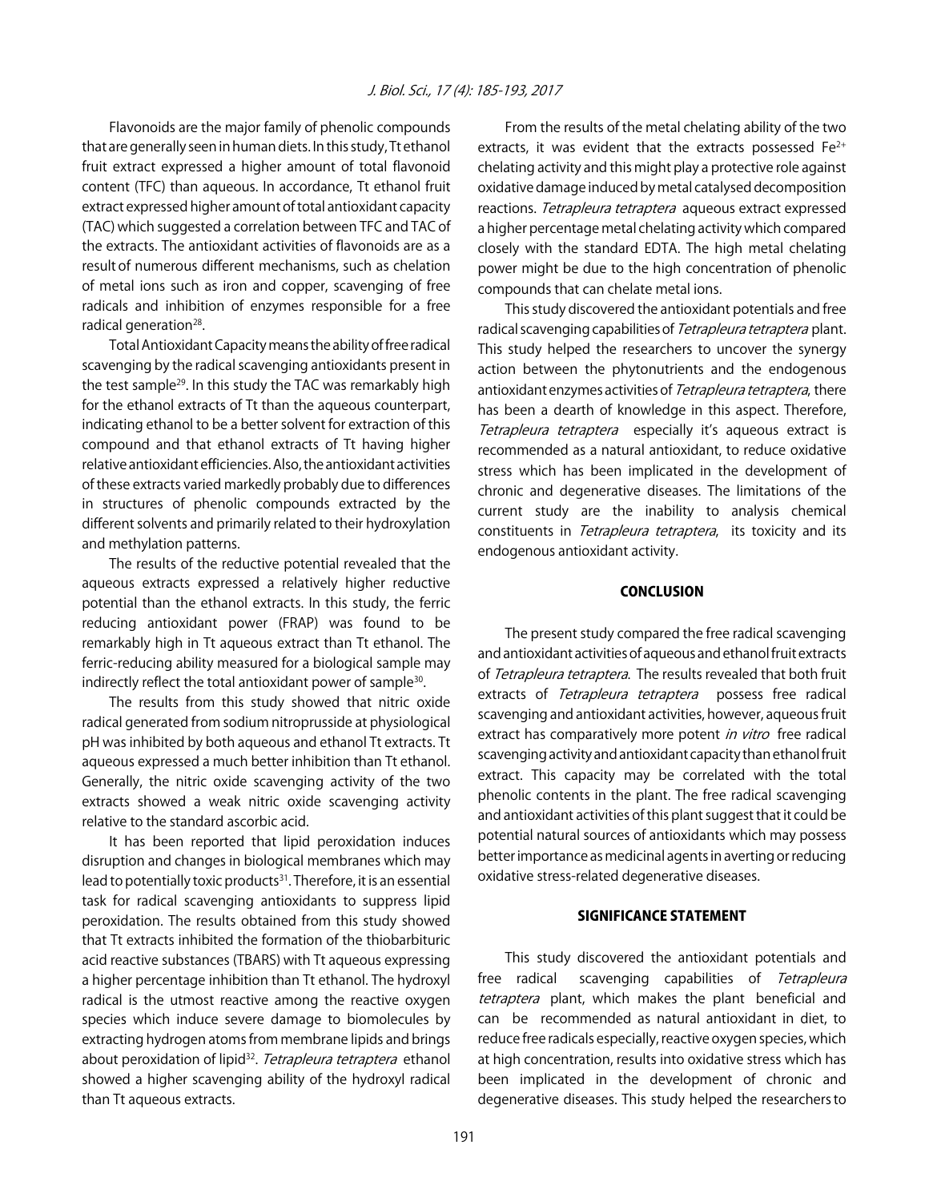Flavonoids are the major family of phenolic compounds that are generally seen in human diets. In this study, Tt ethanol fruit extract expressed a higher amount of total flavonoid content (TFC) than aqueous. In accordance, Tt ethanol fruit extract expressed higher amount of total antioxidant capacity (TAC) which suggested a correlation between TFC and TAC of the extracts. The antioxidant activities of flavonoids are as a result of numerous different mechanisms, such as chelation of metal ions such as iron and copper, scavenging of free radicals and inhibition of enzymes responsible for a free radical generation[28].

Total Antioxidant Capacity means the ability of free radical scavenging by the radical scavenging antioxidants present in the test sample[29]. In this study the TAC was remarkably high for the ethanol extracts of Tt than the aqueous counterpart, indicating ethanol to be a better solvent for extraction of this compound and that ethanol extracts of Tt having higher relative antioxidant efficiencies. Also, the antioxidant activities of these extracts varied markedly probably due to differences in structures of phenolic compounds extracted by the different solvents and primarily related to their hydroxylation and methylation patterns.

The results of the reductive potential revealed that the aqueous extracts expressed a relatively higher reductive potential than the ethanol extracts. In this study, the ferric reducing antioxidant power (FRAP) was found to be remarkably high in Tt aqueous extract than Tt ethanol. The ferric-reducing ability measured for a biological sample may indirectly reflect the total antioxidant power of sample[30].

The results from this study showed that nitric oxide radical generated from sodium nitroprusside at physiological pH was inhibited by both aqueous and ethanol Tt extracts. Tt aqueous expressed a much better inhibition than Tt ethanol. Generally, the nitric oxide scavenging activity of the two extracts showed a weak nitric oxide scavenging activity relative to the standard ascorbic acid.

It has been reported that lipid peroxidation induces disruption and changes in biological membranes which may lead to potentially toxic products[31]. Therefore, it is an essential task for radical scavenging antioxidants to suppress lipid peroxidation. The results obtained from this study showed that Tt extracts inhibited the formation of the thiobarbituric acid reactive substances (TBARS) with Tt aqueous expressing a higher percentage inhibition than Tt ethanol. The hydroxyl radical is the utmost reactive among the reactive oxygen species which induce severe damage to biomolecules by extracting hydrogen atoms from membrane lipids and brings about peroxidation of lipid[32]. *Tetrapleura tetraptera* ethanol showed a higher scavenging ability of the hydroxyl radical than Tt aqueous extracts.

From the results of the metal chelating ability of the two extracts, it was evident that the extracts possessed $Fe^{2+}$ chelating activity and this might play a protective role against oxidative damage induced by metal catalysed decomposition reactions. *Tetrapleura tetraptera* aqueous extract expressed a higher percentage metal chelating activity which compared closely with the standard EDTA. The high metal chelating power might be due to the high concentration of phenolic compounds that can chelate metal ions.

This study discovered the antioxidant potentials and free radical scavenging capabilities of *Tetrapleura tetraptera* plant. This study helped the researchers to uncover the synergy action between the phytonutrients and the endogenous antioxidant enzymes activities of *Tetrapleura tetraptera*, there has been a dearth of knowledge in this aspect. Therefore, *Tetrapleura tetraptera* especially it's aqueous extract is recommended as a natural antioxidant, to reduce oxidative stress which has been implicated in the development of chronic and degenerative diseases. The limitations of the current study are the inability to analysis chemical constituents in *Tetrapleura tetraptera*, its toxicity and its endogenous antioxidant activity.

## CONCLUSION

The present study compared the free radical scavenging and antioxidant activities of aqueous and ethanol fruit extracts of *Tetrapleura tetraptera*. The results revealed that both fruit extracts of *Tetrapleura tetraptera* possess free radical scavenging and antioxidant activities, however, aqueous fruit extract has comparatively more potent *in vitro* free radical scavenging activity and antioxidant capacity than ethanol fruit extract. This capacity may be correlated with the total phenolic contents in the plant. The free radical scavenging and antioxidant activities of this plant suggest that it could be potential natural sources of antioxidants which may possess better importance as medicinal agents in averting or reducing oxidative stress-related degenerative diseases.

## SIGNIFICANCE STATEMENT

This study discovered the antioxidant potentials and free radical scavenging capabilities of *Tetrapleura tetraptera* plant, which makes the plant beneficial and can be recommended as natural antioxidant in diet, to reduce free radicals especially, reactive oxygen species, which at high concentration, results into oxidative stress which has been implicated in the development of chronic and degenerative diseases. This study helped the researchers to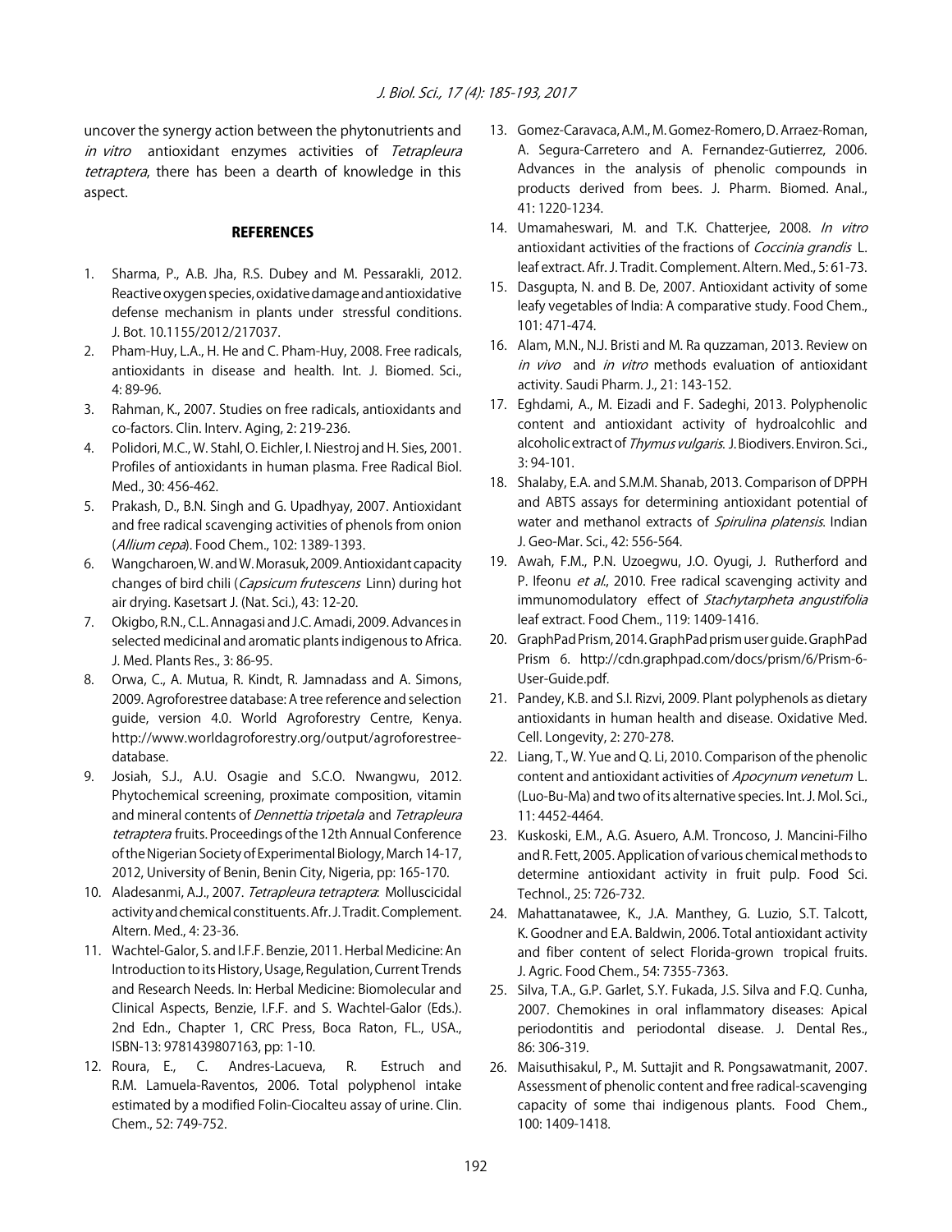uncover the synergy action between the phytonutrients and *in vitro* antioxidant enzymes activities of *Tetrapleura tetraptera*, there has been a dearth of knowledge in this aspect.

## REFERENCES

1. Sharma, P., A.B. Jha, R.S. Dubey and M. Pessarakli, 2012. Reactive oxygen species, oxidative damage and antioxidative defense mechanism in plants under stressful conditions. J. Bot. 10.1155/2012/217037.
2. Pham-Huy, L.A., H. He and C. Pham-Huy, 2008. Free radicals, antioxidants in disease and health. Int. J. Biomed. Sci., 4: 89-96.
3. Rahman, K., 2007. Studies on free radicals, antioxidants and co-factors. Clin. Interv. Aging, 2: 219-236.
4. Polidori, M.C., W. Stahl, O. Eichler, I. Niestroj and H. Sies, 2001. Profiles of antioxidants in human plasma. Free Radical Biol. Med., 30: 456-462.
5. Prakash, D., B.N. Singh and G. Upadhyay, 2007. Antioxidant and free radical scavenging activities of phenols from onion (*Allium cepa*). Food Chem., 102: 1389-1393.
6. Wangcharoen, W. and W. Morasuk, 2009. Antioxidant capacity changes of bird chili (*Capsicum frutescens* Linn) during hot air drying. Kasetsart J. (Nat. Sci.), 43: 12-20.
7. Okigbo, R.N., C.L. Annagasi and J.C. Amadi, 2009. Advances in selected medicinal and aromatic plants indigenous to Africa. J. Med. Plants Res., 3: 86-95.
8. Orwa, C., A. Mutua, R. Kindt, R. Jamnadass and A. Simons, 2009. Agroforestree database: A tree reference and selection guide, version 4.0. World Agroforestry Centre, Kenya. http://www.worldagroforestry.org/output/agroforestree-database.
9. Josiah, S.J., A.U. Osagie and S.C.O. Nwangwu, 2012. Phytochemical screening, proximate composition, vitamin and mineral contents of *Dennettia tripetala* and *Tetrapleura tetraptera* fruits. Proceedings of the 12th Annual Conference of the Nigerian Society of Experimental Biology, March 14-17, 2012, University of Benin, Benin City, Nigeria, pp: 165-170.
10. Aladesanmi, A.J., 2007. *Tetrapleura tetraptera*: Molluscicidal activity and chemical constituents. Afr. J. Tradit. Complement. Altern. Med., 4: 23-36.
11. Wachtel-Galor, S. and I.F.F. Benzie, 2011. Herbal Medicine: An Introduction to its History, Usage, Regulation, Current Trends and Research Needs. In: Herbal Medicine: Biomolecular and Clinical Aspects, Benzie, I.F.F. and S. Wachtel-Galor (Eds.). 2nd Edn., Chapter 1, CRC Press, Boca Raton, FL., USA., ISBN-13: 9781439807163, pp: 1-10.
12. Roura, E., C. Andres-Lacueva, R. Estruch and R.M. Lamuela-Raventos, 2006. Total polyphenol intake estimated by a modified Folin-Ciocalteu assay of urine. Clin. Chem., 52: 749-752.
13. Gomez-Caravaca, A.M., M. Gomez-Romero, D. Arraez-Roman, A. Segura-Carretero and A. Fernandez-Gutierrez, 2006. Advances in the analysis of phenolic compounds in products derived from bees. J. Pharm. Biomed. Anal., 41: 1220-1234.
14. Umamaheswari, M. and T.K. Chatterjee, 2008. *In vitro* antioxidant activities of the fractions of *Coccinia grandis* L. leaf extract. Afr. J. Tradit. Complement. Altern. Med., 5: 61-73.
15. Dasgupta, N. and B. De, 2007. Antioxidant activity of some leafy vegetables of India: A comparative study. Food Chem., 101: 471-474.
16. Alam, M.N., N.J. Bristi and M. Ra quzzaman, 2013. Review on *in vivo* and *in vitro* methods evaluation of antioxidant activity. Saudi Pharm. J., 21: 143-152.
17. Eghdami, A., M. Eizadi and F. Sadeghi, 2013. Polyphenolic content and antioxidant activity of hydroalcohlic and alcoholic extract of *Thymus vulgaris*. J. Biodivers. Environ. Sci., 3: 94-101.
18. Shalaby, E.A. and S.M.M. Shanab, 2013. Comparison of DPPH and ABTS assays for determining antioxidant potential of water and methanol extracts of *Spirulina platensis*. Indian J. Geo-Mar. Sci., 42: 556-564.
19. Awah, F.M., P.N. Uzoegwu, J.O. Oyugi, J. Rutherford and P. Ifeonu *et al*., 2010. Free radical scavenging activity and immunomodulatory effect of *Stachytarpheta angustifolia* leaf extract. Food Chem., 119: 1409-1416.
20. GraphPad Prism, 2014. GraphPad prism user guide. GraphPad Prism 6. http://cdn.graphpad.com/docs/prism/6/Prism-6-User-Guide.pdf.
21. Pandey, K.B. and S.I. Rizvi, 2009. Plant polyphenols as dietary antioxidants in human health and disease. Oxidative Med. Cell. Longevity, 2: 270-278.
22. Liang, T., W. Yue and Q. Li, 2010. Comparison of the phenolic content and antioxidant activities of *Apocynum venetum* L. (Luo-Bu-Ma) and two of its alternative species. Int. J. Mol. Sci., 11: 4452-4464.
23. Kuskoski, E.M., A.G. Asuero, A.M. Troncoso, J. Mancini-Filho and R. Fett, 2005. Application of various chemical methods to determine antioxidant activity in fruit pulp. Food Sci. Technol., 25: 726-732.
24. Mahattanatawee, K., J.A. Manthey, G. Luzio, S.T. Talcott, K. Goodner and E.A. Baldwin, 2006. Total antioxidant activity and fiber content of select Florida-grown tropical fruits. J. Agric. Food Chem., 54: 7355-7363.
25. Silva, T.A., G.P. Garlet, S.Y. Fukada, J.S. Silva and F.Q. Cunha, 2007. Chemokines in oral inflammatory diseases: Apical periodontitis and periodontal disease. J. Dental Res., 86: 306-319.
26. Maisuthisakul, P., M. Suttajit and R. Pongsawatmanit, 2007. Assessment of phenolic content and free radical-scavenging capacity of some thai indigenous plants. Food Chem., 100: 1409-1418.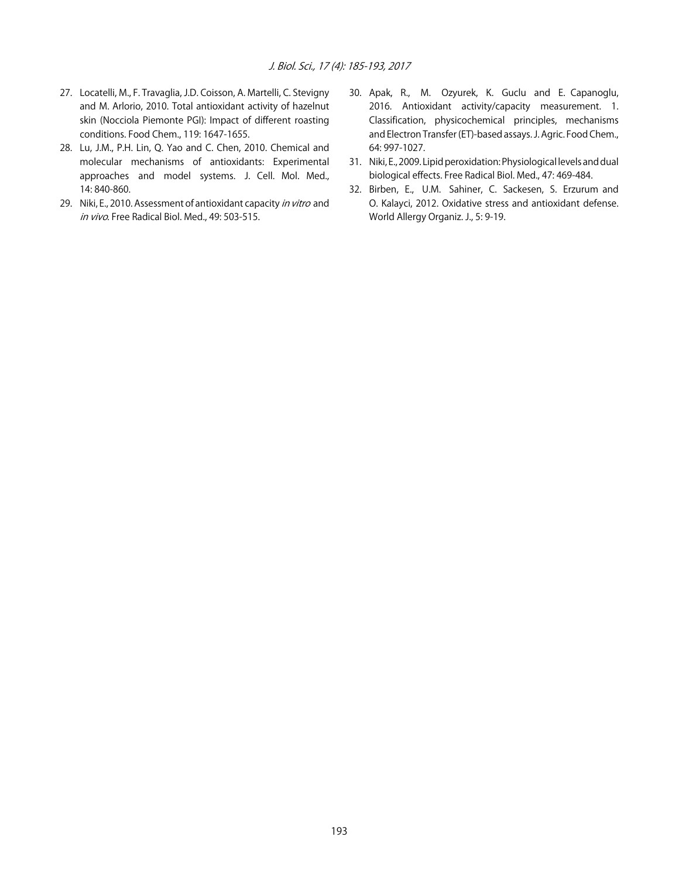27. Locatelli, M., F. Travaglia, J.D. Coisson, A. Martelli, C. Stevigny and M. Arlorio, 2010. Total antioxidant activity of hazelnut skin (Nocciola Piemonte PGI): Impact of different roasting conditions. Food Chem., 119: 1647-1655.
28. Lu, J.M., P.H. Lin, Q. Yao and C. Chen, 2010. Chemical and molecular mechanisms of antioxidants: Experimental approaches and model systems. J. Cell. Mol. Med., 14: 840-860.
29. Niki, E., 2010. Assessment of antioxidant capacity *in vitro* and *in vivo*. Free Radical Biol. Med., 49: 503-515.
30. Apak, R., M. Ozyurek, K. Guclu and E. Capanoglu, 2016. Antioxidant activity/capacity measurement. 1. Classification, physicochemical principles, mechanisms and Electron Transfer (ET)-based assays. J. Agric. Food Chem., 64: 997-1027.
31. Niki, E., 2009. Lipid peroxidation: Physiological levels and dual biological effects. Free Radical Biol. Med., 47: 469-484.
32. Birben, E., U.M. Sahiner, C. Sackesen, S. Erzurum and O. Kalayci, 2012. Oxidative stress and antioxidant defense. World Allergy Organiz. J., 5: 9-19.